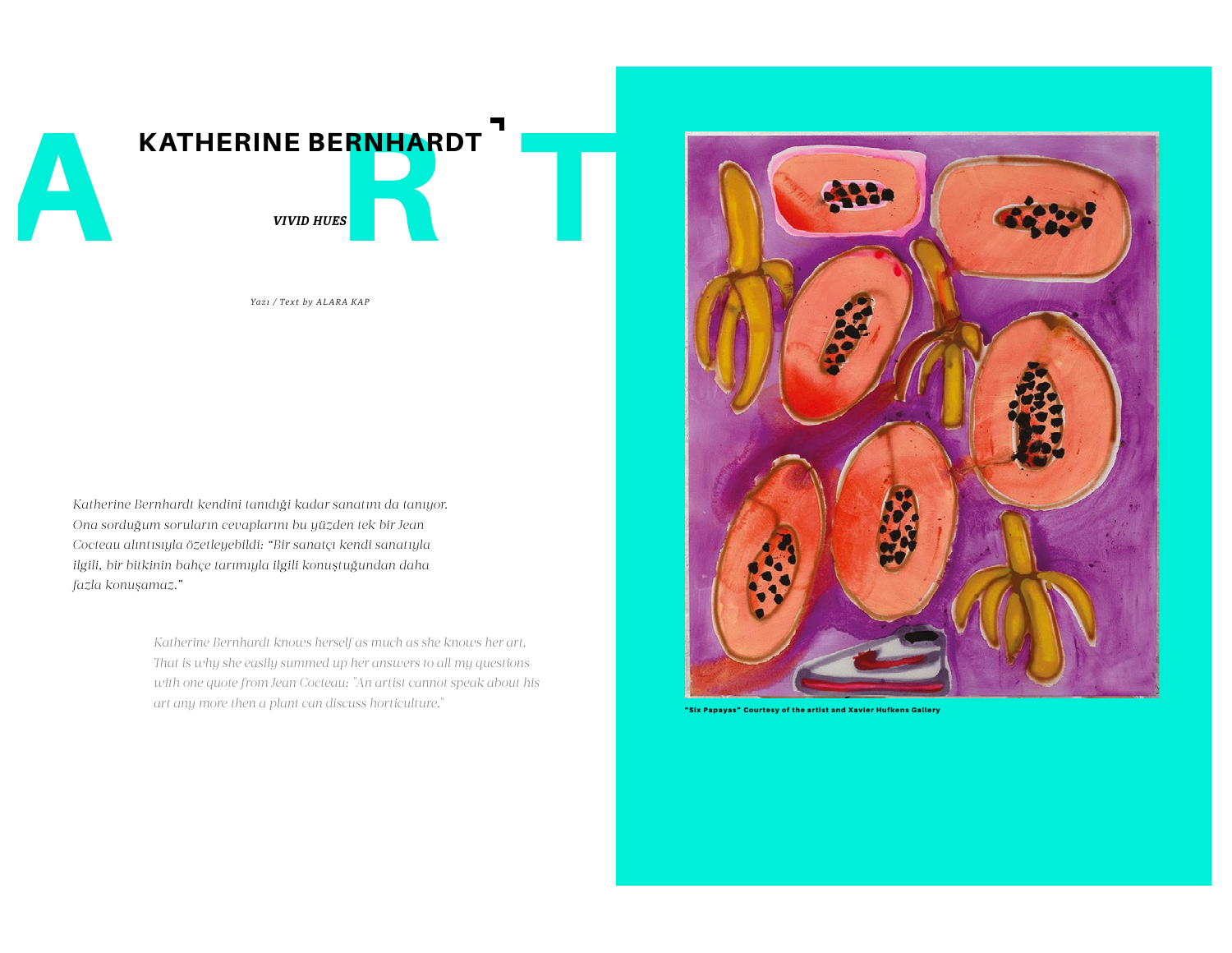# KATHERINE BERNHARDT

***VIVID HUES***

*Yazı / Text by ALARA KAP*

*Katherine Bernhardt kendini tanıdığı kadar sanatını da tanıyor. Ona sorduğum soruların cevaplarını bu yüzden tek bir Jean Cocteau alıntısıyla özetleyebildi: "Bir sanatçı kendi sanatıyla ilgili, bir bitkinin bahçe tarımıyla ilgili konuştuğundan daha fazla konuşamaz."*

*Katherine Bernhardt knows herself as much as she knows her art. That is why she easily summed up her answers to all my questions with one quote from Jean Cocteau: "An artist cannot speak about his art any more then a plant can discuss horticulture."*

**"Six Papayas" Courtesy of the artist and Xavier Hufkens Gallery**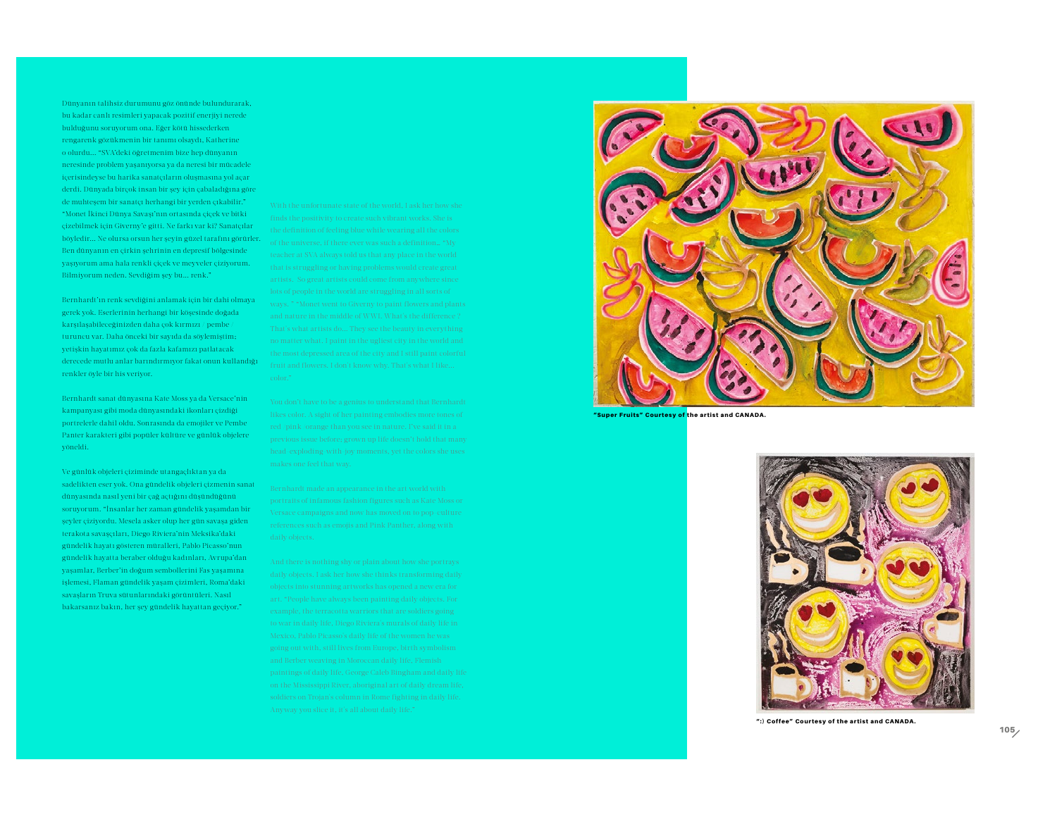Dünyanın talihsiz durumunu göz önünde bulundurarak, bu kadar canlı resimleri yapacak pozitif enerjiyi nerede bulduğunu soruyorum ona. Eğer kötü hissederken rengarenk gözükmenin bir tanımı olsaydı, Katherine o olurdu... "SVA'deki öğretmenim bize hep dünyanın neresinde problem yaşanıyorsa ya da neresi bir mücadele içerisindeyse bu harika sanatçıların oluşmasına yol açar derdi. Dünyada birçok insan bir şey için çabaladığına göre de muhteşem bir sanatçı herhangi bir yerden çıkabilir." "Monet İkinci Dünya Savaşı'nın ortasında çiçek ve bitki çizebilmek için Giverny'e gitti. Ne farkı var ki? Sanatçılar böyledir... Ne olursa orsun her şeyin güzel tarafını görürler. Ben dünyanın en çirkin şehrinin en depresif bölgesinde yaşıyorum ama hala renkli çiçek ve meyveler çiziyorum. Bilmiyorum neden. Sevdiğim şey bu... renk."

Bernhardt'ın renk sevdiğini anlamak için bir dahi olmaya gerek yok. Eserlerinin herhangi bir köşesinde doğada karşılaşabileceğinizden daha çok kırmızı / pembe / turuncu var. Daha önceki bir sayıda da söylemiştim; yetişkin hayatımız çok da fazla kafamızı patlatacak derecede mutlu anlar barındırmıyor fakat onun kullandığı renkler öyle bir his veriyor.

Bernhardt sanat dünyasına Kate Moss ya da Versace'nin kampanyası gibi moda dünyasındaki ikonları çizdiği portrelerle dahil oldu. Sonrasında da emojiler ve Pembe Panter karakteri gibi popüler kültüre ve günlük objelere yöneldi.

Ve günlük objeleri çiziminde utangaçlıktan ya da sadelikten eser yok. Ona gündelik objeleri çizmenin sanat dünyasında nasıl yeni bir çağ açtığını düşündüğünü soruyorum. "İnsanlar her zaman gündelik yaşamdan bir şeyler çiziyordu. Mesela asker olup her gün savaşa giden terakota savaşçıları, Diego Riviera'nın Meksika'daki gündelik hayatı gösteren muralleri, Pablo Picasso'nun gündelik hayatta beraber olduğu kadınları, Avrupa'dan yaşamlar, Berber'in doğum sembollerini Fas yaşamına işlemesi, Flaman gündelik yaşam çizimleri, Roma'daki savaşların Truva sütunlarındaki görüntüleri. Nasıl bakarsanız bakın, her şey gündelik hayattan geçiyor."

With the unfortunate state of the world, I ask her how she finds the positivity to create such vibrant works. She is the definition of feeling blue while wearing all the colors of the universe, if there ever was such a definition... "My teacher at SVA always told us that any place in the world that is struggling or having problems would create great artists.. So great artists could come from anywhere since lots of people in the world are struggling in all sorts of ways." "Monet went to Giverny to paint flowers and plants and nature in the middle of WWI. What's the difference? That's what artists do... They see the beauty in everything no matter what. I paint in the ugliest city in the world and the most depressed area of the city and I still paint colorful fruit and flowers. I don't know why. That's what I like... color."

You don't have to be a genius to understand that Bernhardt likes color. A sight of her painting embodies more tones of red / pink / orange than you see in nature. I've said it in a previous issue before; grown up life doesn't hold that many head-exploding with joy moments, yet the colors she uses makes one feel that way.

Bernhardt made an appearance in the art world with portraits of infamous fashion figures such as Kate Moss or Versace campaigns and now has moved on to pop-culture references such as emojis and Pink Panther, along with daily objects.

And there is nothing shy or plain about how she portrays daily objects. I ask her how she thinks transforming daily objects into stunning artworks has opened a new era for art. "People have always been painting daily objects. For example, the terracotta warriors that are soldiers going to war in daily life, Diego Rivera's murals of daily life in Mexico, Pablo Picasso's daily life of the women he was going out with, still lives from Europe, birth symbolism and Berber weaving in Moroccan daily life, Flemish paintings of daily life, George Caleb Bingham and daily life on the Mississippi River, aboriginal art of daily dream life, soldiers on Trojan's column in Rome fighting in daily life. Anyway you slice it, it's all about daily life."

**"Super Fruits" Courtesy of the artist and CANADA.**

**":) Coffee" Courtesy of the artist and CANADA.**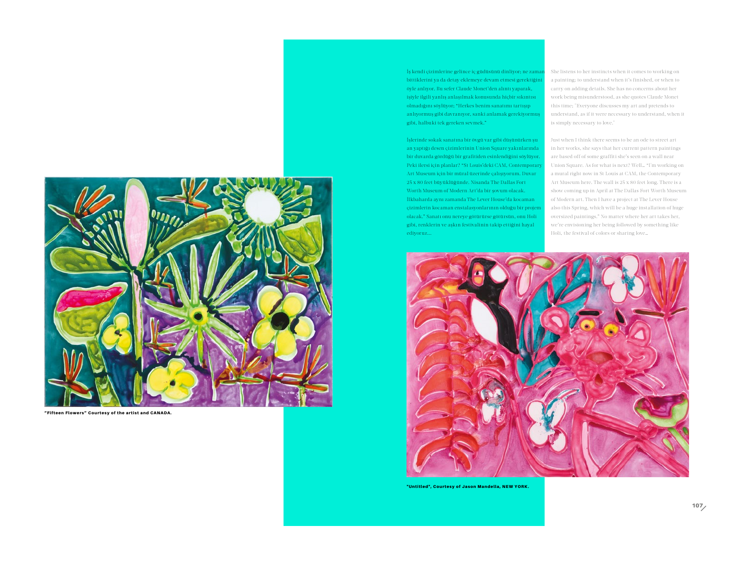İş kendi çizimlerine gelince iç güdüsünü dinliyor; ne zaman bittiklerini ya da detay eklemeye devam etmesi gerektiğini öyle anlıyor. Bu sefer Claude Monet'den alıntı yaparak, işiyle ilgili yanlış anlaşılmak konusunda hiçbir sıkıntısı olmadığını söylüyor: "Herkes benim sanatımı tartışıp anlıyormuş gibi davranıyor, sanki anlamak gerekiyormuş gibi, halbuki tek gereken sevmek."

İşlerinde sokak sanatına bir övgü var gibi düşünürken şu an yaptığı desen çizimlerinin Union Square yakınlarında bir duvarda gördüğü bir grafitiden esinlendiğini söylüyor. Peki ilersi için planlar? "St Louis'deki CAM, Contemporary Art Museum için bir mural üzerinde çalışıyorum. Duvar 25 x 80 feet büyüklüğünde. Nisanda The Dallas Fort Worth Museum of Modern Art'da bir şovum olacak. İlkbaharda aynı zamanda The Lever House'da kocaman çizimlerin kocaman enstalasyonlarının olduğu bir projem olacak." Sanatı onu nereye götürürse götürsün, onu Holi gibi, renklerin ve aşkın festivalinin takip ettiğini hayal ediyoruz...

She listens to her instincts when it comes to working on a painting; to understand when it's finished, or when to carry on adding details. She has no concerns about her work being misunderstood, as she quotes Claude Monet this time: "Everyone discusses my art and pretends to understand, as if it were necessary to understand, when it is simply necessary to love."

Just when I think there seems to be an ode to street art in her works, she says that her current pattern paintings are based off of some graffiti she's seen on a wall near Union Square. As for what is next? Well... "I'm working on a mural right now in St Louis at CAM, the Contemporary Art Museum here. The wall is 25 x 80 feet long. There is a show coming up in April at The Dallas Fort Worth Museum of Modern art. Then I have a project at The Lever House also this Spring, which will be a huge installation of huge oversized paintings." No matter where her art takes her, we're envisioning her being followed by something like Holi, the festival of colors or sharing love...

**"Fifteen Flowers" Courtesy of the artist and CANADA.**

**"Untitled", Courtesy of Jason Mandella, NEW YORK.**